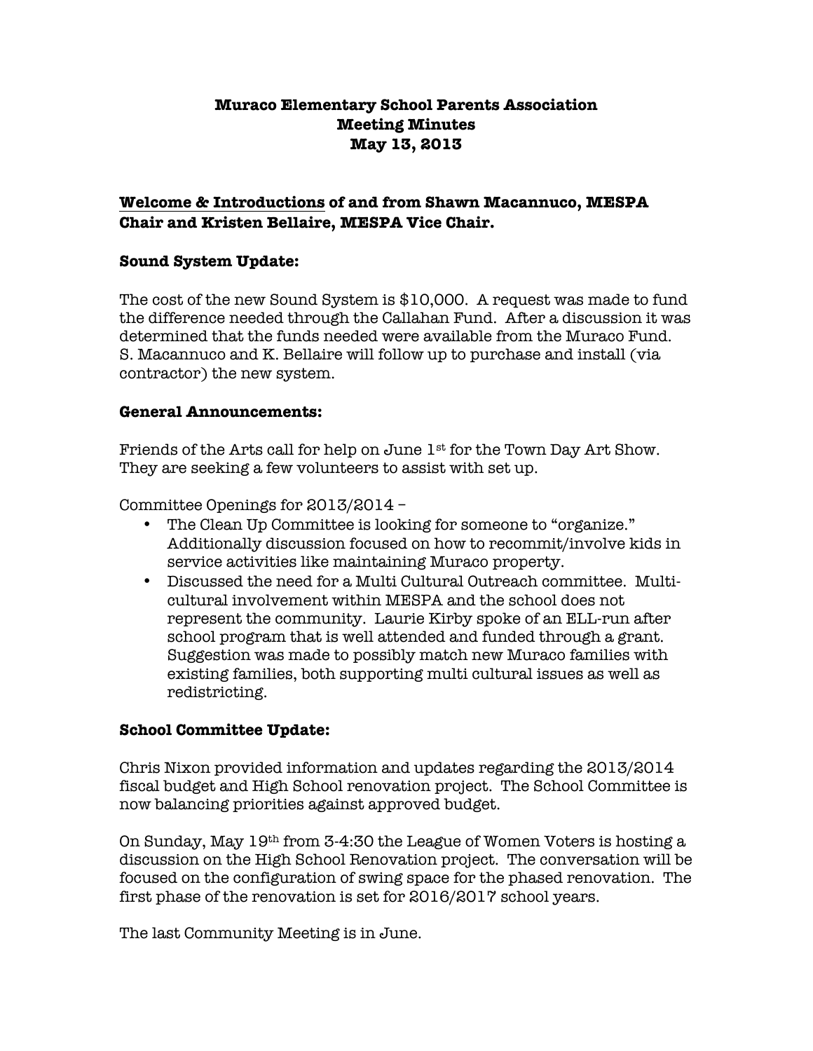# Muraco Elementary School Parents Association
# Meeting Minutes
# May 13, 2013

**Welcome & Introductions of and from Shawn Macannuco, MESPA Chair and Kristen Bellaire, MESPA Vice Chair.**

### Sound System Update:

The cost of the new Sound System is $10,000. A request was made to fund the difference needed through the Callahan Fund. After a discussion it was determined that the funds needed were available from the Muraco Fund. S. Macannuco and K. Bellaire will follow up to purchase and install (via contractor) the new system.

### General Announcements:

Friends of the Arts call for help on June 1st for the Town Day Art Show. They are seeking a few volunteers to assist with set up.

Committee Openings for 2013/2014 –

- The Clean Up Committee is looking for someone to "organize." Additionally discussion focused on how to recommit/involve kids in service activities like maintaining Muraco property.
- Discussed the need for a Multi Cultural Outreach committee. Multi-cultural involvement within MESPA and the school does not represent the community. Laurie Kirby spoke of an ELL-run after school program that is well attended and funded through a grant. Suggestion was made to possibly match new Muraco families with existing families, both supporting multi cultural issues as well as redistricting.

### School Committee Update:

Chris Nixon provided information and updates regarding the 2013/2014 fiscal budget and High School renovation project. The School Committee is now balancing priorities against approved budget.

On Sunday, May 19th from 3-4:30 the League of Women Voters is hosting a discussion on the High School Renovation project. The conversation will be focused on the configuration of swing space for the phased renovation. The first phase of the renovation is set for 2016/2017 school years.

The last Community Meeting is in June.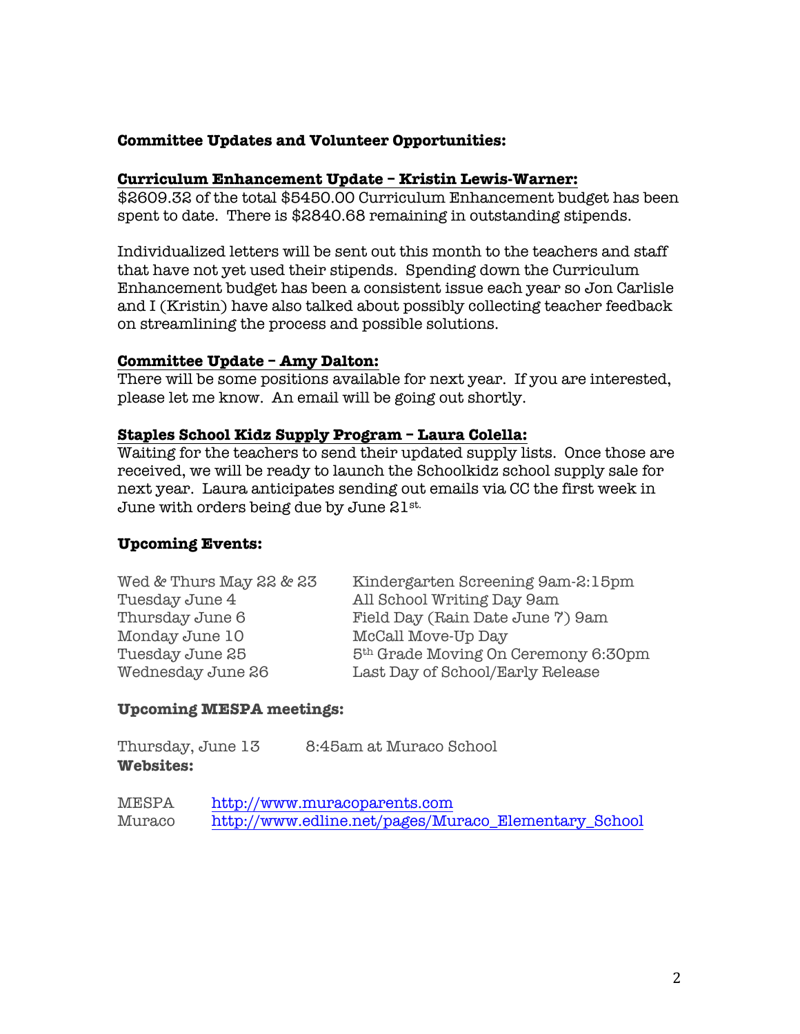**Committee Updates and Volunteer Opportunities:**

**Curriculum Enhancement Update – Kristin Lewis-Warner:**

$2609.32 of the total $5450.00 Curriculum Enhancement budget has been spent to date. There is $2840.68 remaining in outstanding stipends.

Individualized letters will be sent out this month to the teachers and staff that have not yet used their stipends. Spending down the Curriculum Enhancement budget has been a consistent issue each year so Jon Carlisle and I (Kristin) have also talked about possibly collecting teacher feedback on streamlining the process and possible solutions.

**Committee Update – Amy Dalton:**

There will be some positions available for next year. If you are interested, please let me know. An email will be going out shortly.

**Staples School Kidz Supply Program – Laura Colella:**

Waiting for the teachers to send their updated supply lists. Once those are received, we will be ready to launch the Schoolkidz school supply sale for next year. Laura anticipates sending out emails via CC the first week in June with orders being due by June 21st.

**Upcoming Events:**

| | |
|---|---|
| Wed & Thurs May 22 & 23 | Kindergarten Screening 9am-2:15pm |
| Tuesday June 4 | All School Writing Day 9am |
| Thursday June 6 | Field Day (Rain Date June 7) 9am |
| Monday June 10 | McCall Move-Up Day |
| Tuesday June 25 | 5th Grade Moving On Ceremony 6:30pm |
| Wednesday June 26 | Last Day of School/Early Release |

**Upcoming MESPA meetings:**

Thursday, June 13 8:45am at Muraco School

**Websites:**

| | |
|---|---|
| MESPA | http://www.muracoparents.com |
| Muraco | http://www.edline.net/pages/Muraco_Elementary_School |